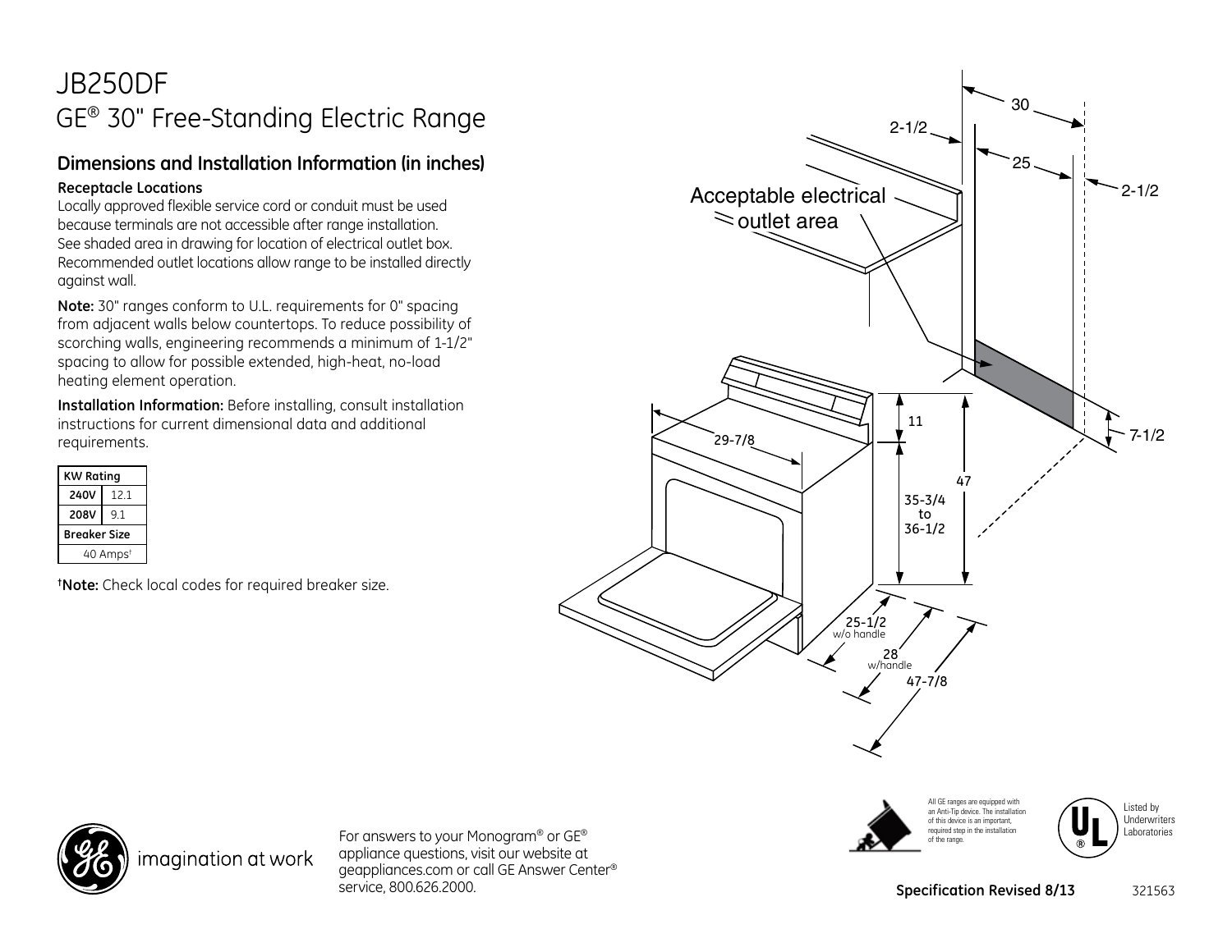# JB250DF

## GE® 30" Free-Standing Electric Range

### Dimensions and Installation Information (in inches)

**Receptacle Locations**
Locally approved flexible service cord or conduit must be used because terminals are not accessible after range installation. See shaded area in drawing for location of electrical outlet box. Recommended outlet locations allow range to be installed directly against wall.

**Note:** 30" ranges conform to U.L. requirements for 0" spacing from adjacent walls below countertops. To reduce possibility of scorching walls, engineering recommends a minimum of 1-1/2" spacing to allow for possible extended, high-heat, no-load heating element operation.

**Installation Information:** Before installing, consult installation instructions for current dimensional data and additional requirements.

| KW Rating | |
|---|---|
| **240V** | 12.1 |
| **208V** | 9.1 |
| **Breaker Size** | |
| 40 Amps[†] | |

[†]**Note:** Check local codes for required breaker size.

30
2-1/2
25
2-1/2
Acceptable electrical outlet area
7-1/2
11
47
29-7/8
35-3/4 to 36-1/2
25-1/2 w/o handle
28 w/handle
47-7/8

For answers to your Monogram® or GE® appliance questions, visit our website at geappliances.com or call GE Answer Center® service, 800.626.2000.

All GE ranges are equipped with an Anti-Tip device. The installation of this device is an important, required step in the installation of the range.

Listed by Underwriters Laboratories

**Specification Revised 8/13** 321563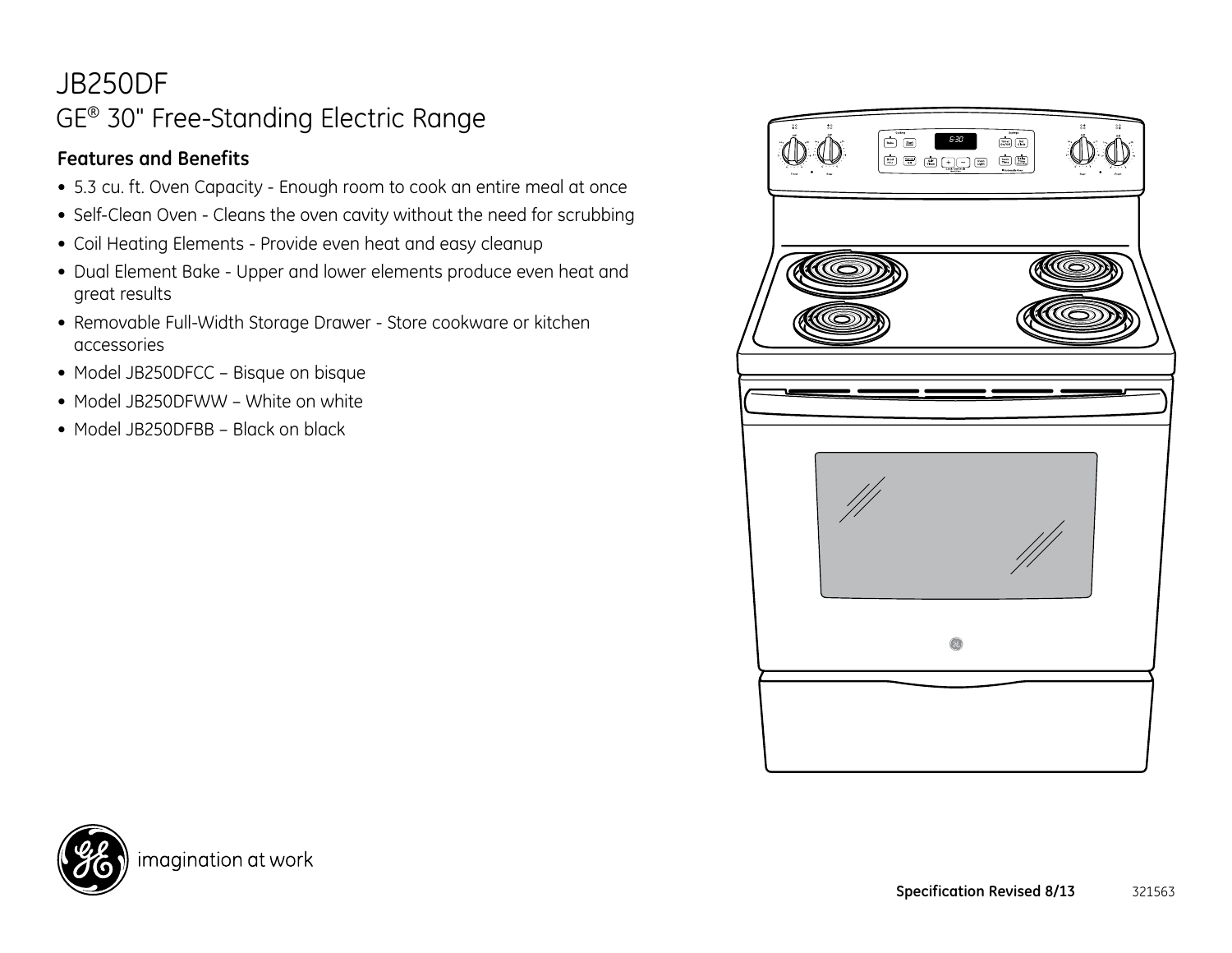# JB250DF

## GE® 30" Free-Standing Electric Range

### Features and Benefits

- 5.3 cu. ft. Oven Capacity - Enough room to cook an entire meal at once
- Self-Clean Oven - Cleans the oven cavity without the need for scrubbing
- Coil Heating Elements - Provide even heat and easy cleanup
- Dual Element Bake - Upper and lower elements produce even heat and great results
- Removable Full-Width Storage Drawer - Store cookware or kitchen accessories
- Model JB250DFCC – Bisque on bisque
- Model JB250DFWW – White on white
- Model JB250DFBB – Black on black

imagination at work

**Specification Revised 8/13** 321563